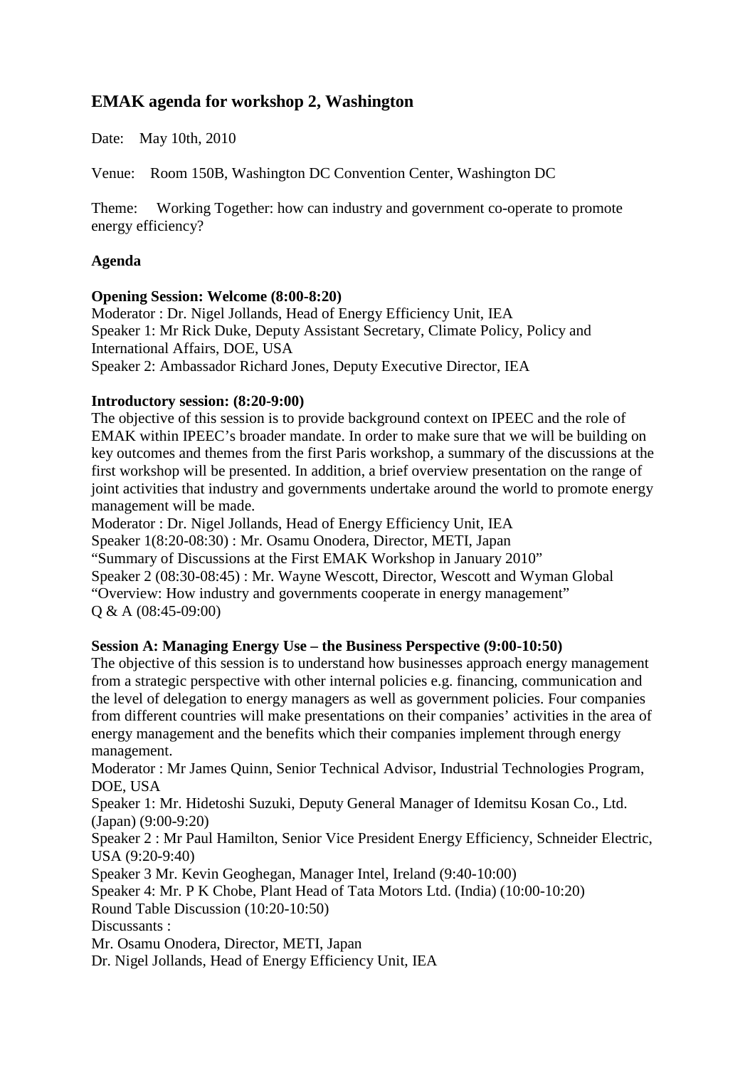# EMAK agenda for workshop 2, Washington

Date: May 10th, 2010

Venue: Room 150B, Washington DC Convention Center, Washington DC

Theme: Working Together: how can industry and government co-operate to promote energy efficiency?

## Agenda

**Opening Session: Welcome (8:00-8:20)**

Moderator : Dr. Nigel Jollands, Head of Energy Efficiency Unit, IEA
Speaker 1: Mr Rick Duke, Deputy Assistant Secretary, Climate Policy, Policy and International Affairs, DOE, USA
Speaker 2: Ambassador Richard Jones, Deputy Executive Director, IEA

**Introductory session: (8:20-9:00)**

The objective of this session is to provide background context on IPEEC and the role of EMAK within IPEEC's broader mandate. In order to make sure that we will be building on key outcomes and themes from the first Paris workshop, a summary of the discussions at the first workshop will be presented. In addition, a brief overview presentation on the range of joint activities that industry and governments undertake around the world to promote energy management will be made.
Moderator : Dr. Nigel Jollands, Head of Energy Efficiency Unit, IEA
Speaker 1(8:20-08:30) : Mr. Osamu Onodera, Director, METI, Japan
"Summary of Discussions at the First EMAK Workshop in January 2010"
Speaker 2 (08:30-08:45) : Mr. Wayne Wescott, Director, Wescott and Wyman Global
"Overview: How industry and governments cooperate in energy management"
Q & A (08:45-09:00)

**Session A: Managing Energy Use – the Business Perspective (9:00-10:50)**

The objective of this session is to understand how businesses approach energy management from a strategic perspective with other internal policies e.g. financing, communication and the level of delegation to energy managers as well as government policies. Four companies from different countries will make presentations on their companies' activities in the area of energy management and the benefits which their companies implement through energy management.
Moderator : Mr James Quinn, Senior Technical Advisor, Industrial Technologies Program, DOE, USA
Speaker 1: Mr. Hidetoshi Suzuki, Deputy General Manager of Idemitsu Kosan Co., Ltd. (Japan) (9:00-9:20)
Speaker 2 : Mr Paul Hamilton, Senior Vice President Energy Efficiency, Schneider Electric, USA (9:20-9:40)
Speaker 3 Mr. Kevin Geoghegan, Manager Intel, Ireland (9:40-10:00)
Speaker 4: Mr. P K Chobe, Plant Head of Tata Motors Ltd. (India) (10:00-10:20)
Round Table Discussion (10:20-10:50)
Discussants :
Mr. Osamu Onodera, Director, METI, Japan
Dr. Nigel Jollands, Head of Energy Efficiency Unit, IEA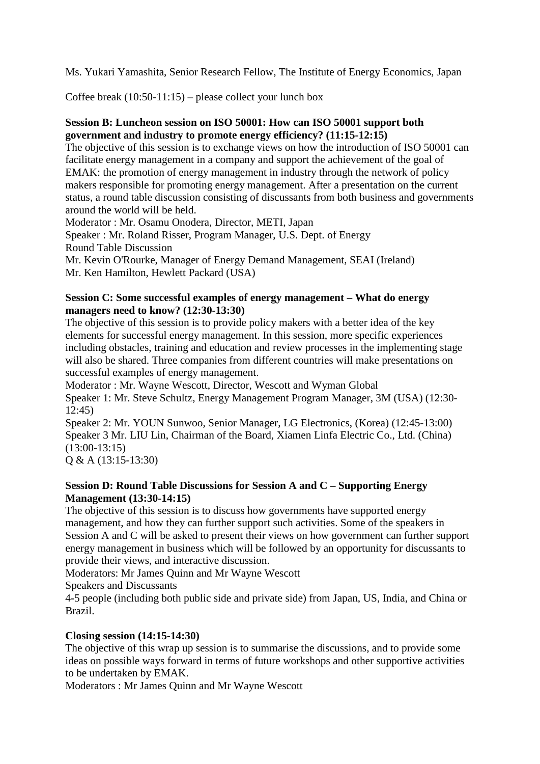Ms. Yukari Yamashita, Senior Research Fellow, The Institute of Energy Economics, Japan

Coffee break (10:50-11:15) – please collect your lunch box

**Session B: Luncheon session on ISO 50001: How can ISO 50001 support both government and industry to promote energy efficiency? (11:15-12:15)**

The objective of this session is to exchange views on how the introduction of ISO 50001 can facilitate energy management in a company and support the achievement of the goal of EMAK: the promotion of energy management in industry through the network of policy makers responsible for promoting energy management. After a presentation on the current status, a round table discussion consisting of discussants from both business and governments around the world will be held.

Moderator : Mr. Osamu Onodera, Director, METI, Japan
Speaker : Mr. Roland Risser, Program Manager, U.S. Dept. of Energy
Round Table Discussion
Mr. Kevin O'Rourke, Manager of Energy Demand Management, SEAI (Ireland)
Mr. Ken Hamilton, Hewlett Packard (USA)

**Session C: Some successful examples of energy management – What do energy managers need to know? (12:30-13:30)**

The objective of this session is to provide policy makers with a better idea of the key elements for successful energy management. In this session, more specific experiences including obstacles, training and education and review processes in the implementing stage will also be shared. Three companies from different countries will make presentations on successful examples of energy management.

Moderator : Mr. Wayne Wescott, Director, Wescott and Wyman Global
Speaker 1: Mr. Steve Schultz, Energy Management Program Manager, 3M (USA) (12:30-12:45)
Speaker 2: Mr. YOUN Sunwoo, Senior Manager, LG Electronics, (Korea) (12:45-13:00)
Speaker 3 Mr. LIU Lin, Chairman of the Board, Xiamen Linfa Electric Co., Ltd. (China) (13:00-13:15)
Q & A (13:15-13:30)

**Session D: Round Table Discussions for Session A and C – Supporting Energy Management (13:30-14:15)**

The objective of this session is to discuss how governments have supported energy management, and how they can further support such activities. Some of the speakers in Session A and C will be asked to present their views on how government can further support energy management in business which will be followed by an opportunity for discussants to provide their views, and interactive discussion.

Moderators: Mr James Quinn and Mr Wayne Wescott
Speakers and Discussants
4-5 people (including both public side and private side) from Japan, US, India, and China or Brazil.

**Closing session (14:15-14:30)**

The objective of this wrap up session is to summarise the discussions, and to provide some ideas on possible ways forward in terms of future workshops and other supportive activities to be undertaken by EMAK.

Moderators : Mr James Quinn and Mr Wayne Wescott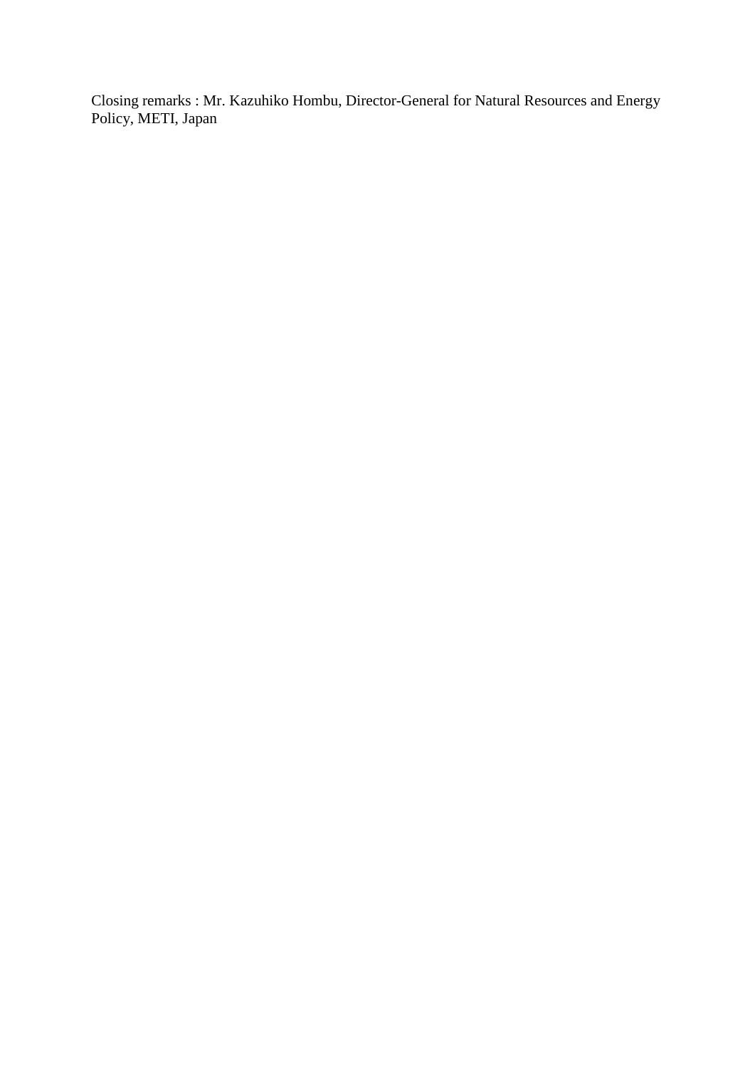Closing remarks : Mr. Kazuhiko Hombu, Director-General for Natural Resources and Energy Policy, METI, Japan